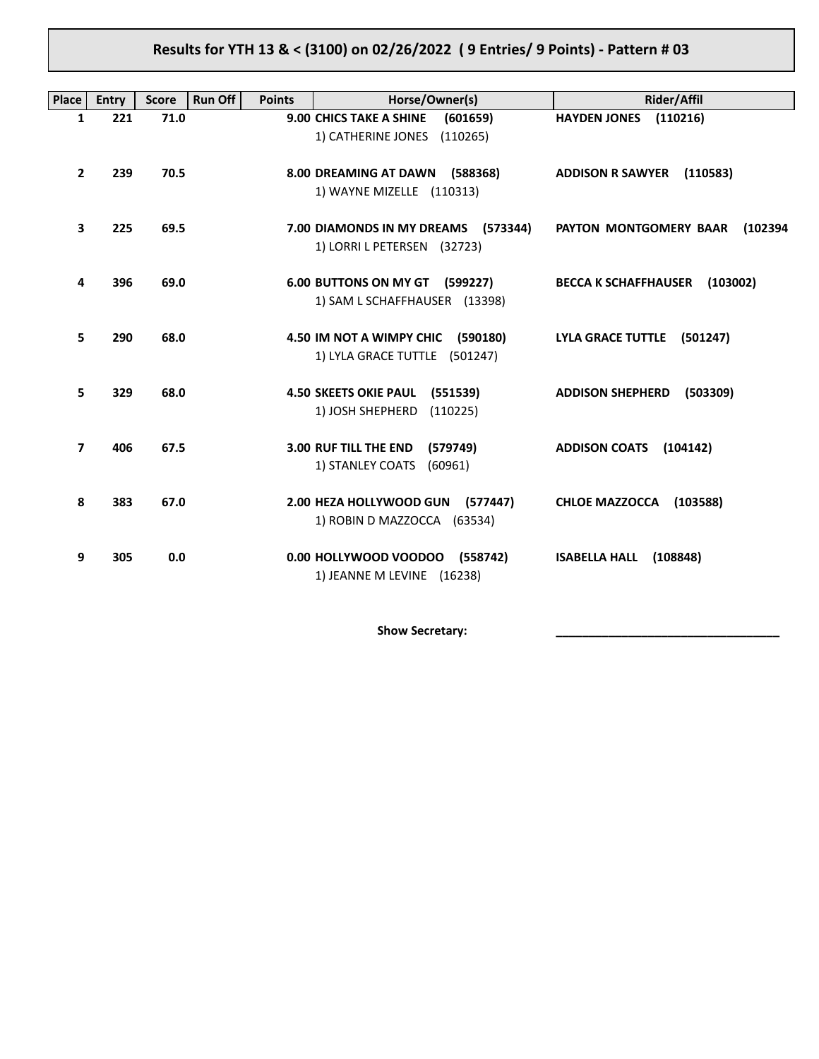## Results for YTH 13 & < (3100) on 02/26/2022 ( 9 Entries/ 9 Points) - Pattern # 03

| Place | Entry | Score | Run Off | Points | Horse/Owner(s) | Rider/Affil |
|---|---|---|---|---|---|---|
| 1 | 221 | 71.0 | | 9.00 | **CHICS TAKE A SHINE (601659)**<br>1) CATHERINE JONES (110265) | **HAYDEN JONES (110216)** |
| 2 | 239 | 70.5 | | 8.00 | **DREAMING AT DAWN (588368)**<br>1) WAYNE MIZELLE (110313) | **ADDISON R SAWYER (110583)** |
| 3 | 225 | 69.5 | | 7.00 | **DIAMONDS IN MY DREAMS (573344)**<br>1) LORRI L PETERSEN (32723) | **PAYTON MONTGOMERY BAAR (102394** |
| 4 | 396 | 69.0 | | 6.00 | **BUTTONS ON MY GT (599227)**<br>1) SAM L SCHAFFHAUSER (13398) | **BECCA K SCHAFFHAUSER (103002)** |
| 5 | 290 | 68.0 | | 4.50 | **IM NOT A WIMPY CHIC (590180)**<br>1) LYLA GRACE TUTTLE (501247) | **LYLA GRACE TUTTLE (501247)** |
| 5 | 329 | 68.0 | | 4.50 | **SKEETS OKIE PAUL (551539)**<br>1) JOSH SHEPHERD (110225) | **ADDISON SHEPHERD (503309)** |
| 7 | 406 | 67.5 | | 3.00 | **RUF TILL THE END (579749)**<br>1) STANLEY COATS (60961) | **ADDISON COATS (104142)** |
| 8 | 383 | 67.0 | | 2.00 | **HEZA HOLLYWOOD GUN (577447)**<br>1) ROBIN D MAZZOCCA (63534) | **CHLOE MAZZOCCA (103588)** |
| 9 | 305 | 0.0 | | 0.00 | **HOLLYWOOD VOODOO (558742)**<br>1) JEANNE M LEVINE (16238) | **ISABELLA HALL (108848)** |

**Show Secretary:** ___________________________________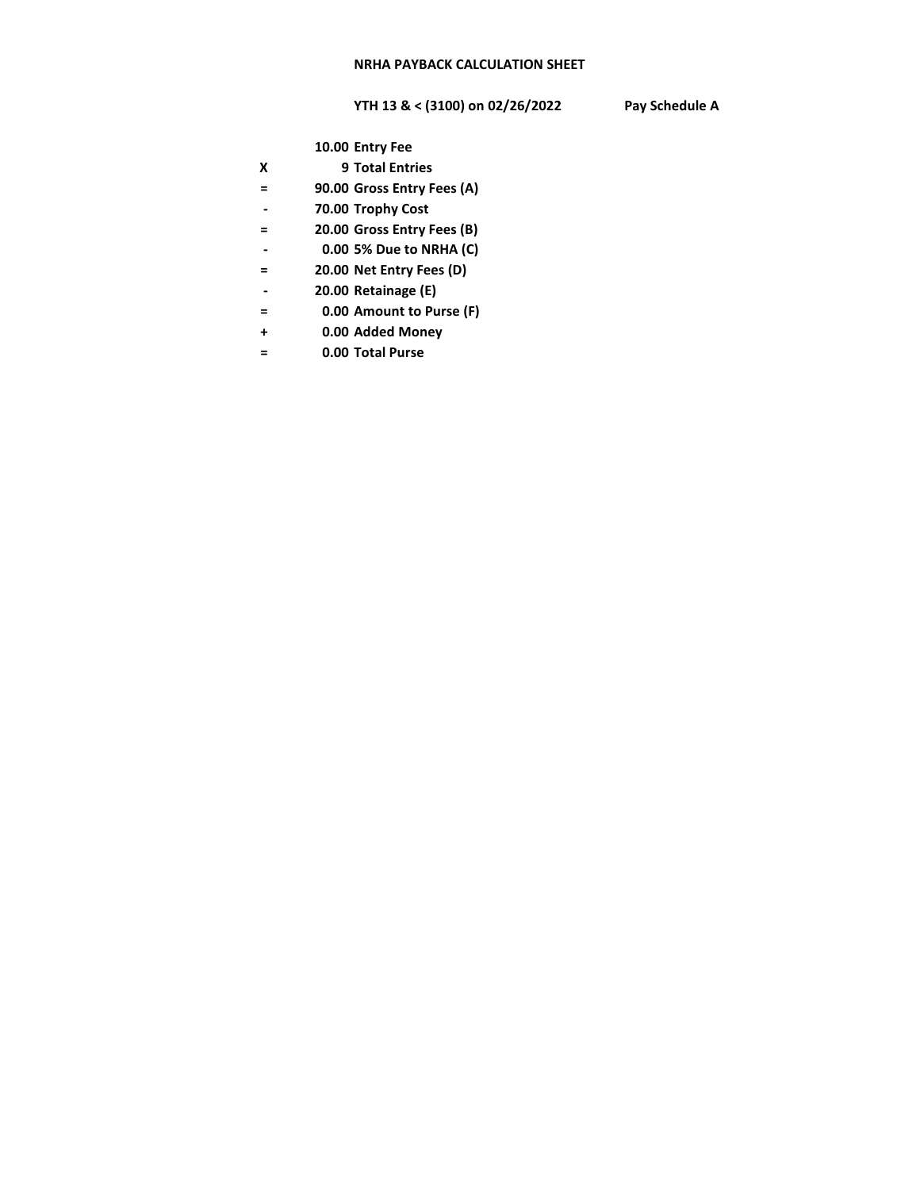**NRHA PAYBACK CALCULATION SHEET**

**YTH 13 & < (3100) on 02/26/2022** **Pay Schedule A**

| | | |
|---|---|---|
| | 10.00 | Entry Fee |
| X | 9 | Total Entries |
| = | 90.00 | Gross Entry Fees (A) |
| - | 70.00 | Trophy Cost |
| = | 20.00 | Gross Entry Fees (B) |
| - | 0.00 | 5% Due to NRHA (C) |
| = | 20.00 | Net Entry Fees (D) |
| - | 20.00 | Retainage (E) |
| = | 0.00 | Amount to Purse (F) |
| + | 0.00 | Added Money |
| = | 0.00 | Total Purse |